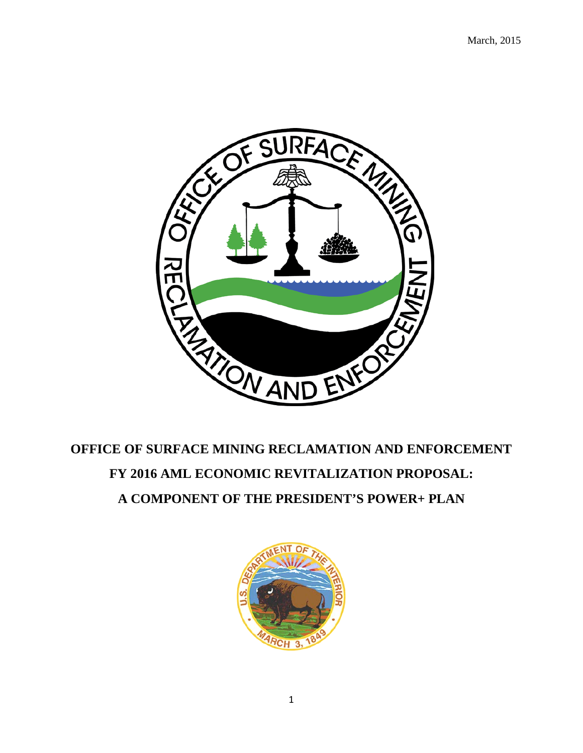March, 2015

# OFFICE OF SURFACE MINING RECLAMATION AND ENFORCEMENT

# FY 2016 AML ECONOMIC REVITALIZATION PROPOSAL:

# A COMPONENT OF THE PRESIDENT'S POWER+ PLAN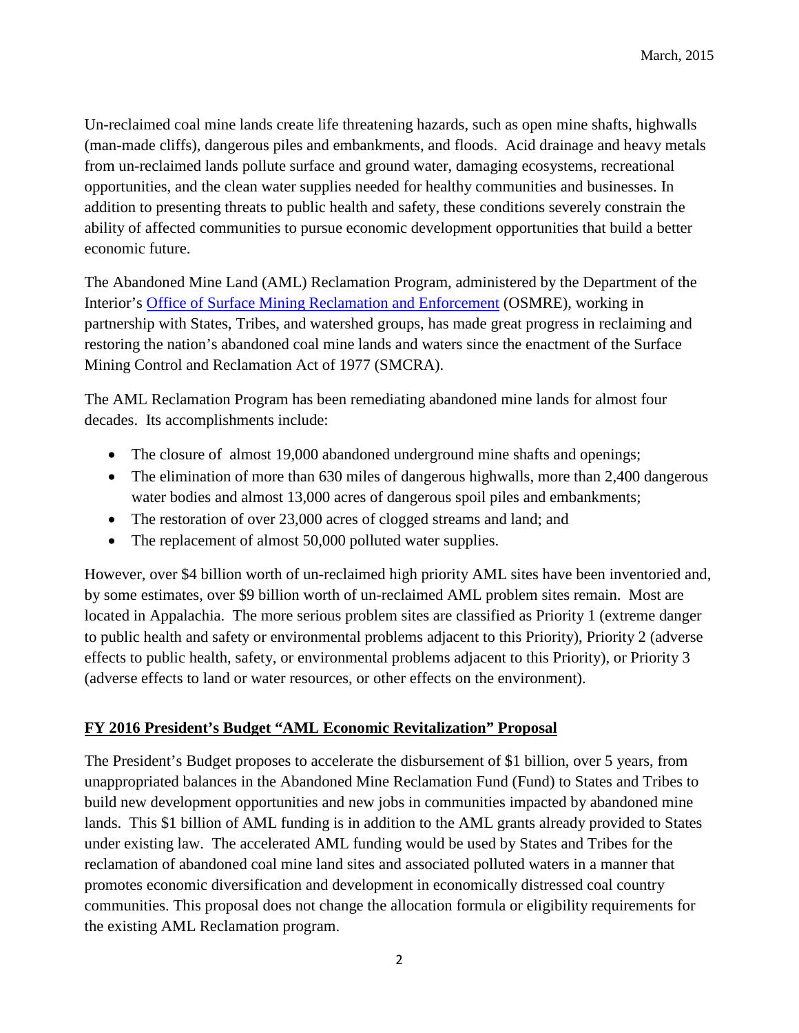March, 2015

Un-reclaimed coal mine lands create life threatening hazards, such as open mine shafts, highwalls (man-made cliffs), dangerous piles and embankments, and floods. Acid drainage and heavy metals from un-reclaimed lands pollute surface and ground water, damaging ecosystems, recreational opportunities, and the clean water supplies needed for healthy communities and businesses. In addition to presenting threats to public health and safety, these conditions severely constrain the ability of affected communities to pursue economic development opportunities that build a better economic future.

The Abandoned Mine Land (AML) Reclamation Program, administered by the Department of the Interior's Office of Surface Mining Reclamation and Enforcement (OSMRE), working in partnership with States, Tribes, and watershed groups, has made great progress in reclaiming and restoring the nation's abandoned coal mine lands and waters since the enactment of the Surface Mining Control and Reclamation Act of 1977 (SMCRA).

The AML Reclamation Program has been remediating abandoned mine lands for almost four decades. Its accomplishments include:

- The closure of almost 19,000 abandoned underground mine shafts and openings;
- The elimination of more than 630 miles of dangerous highwalls, more than 2,400 dangerous water bodies and almost 13,000 acres of dangerous spoil piles and embankments;
- The restoration of over 23,000 acres of clogged streams and land; and
- The replacement of almost 50,000 polluted water supplies.

However, over $4 billion worth of un-reclaimed high priority AML sites have been inventoried and, by some estimates, over $9 billion worth of un-reclaimed AML problem sites remain. Most are located in Appalachia. The more serious problem sites are classified as Priority 1 (extreme danger to public health and safety or environmental problems adjacent to this Priority), Priority 2 (adverse effects to public health, safety, or environmental problems adjacent to this Priority), or Priority 3 (adverse effects to land or water resources, or other effects on the environment).

## FY 2016 President's Budget "AML Economic Revitalization" Proposal

The President's Budget proposes to accelerate the disbursement of $1 billion, over 5 years, from unappropriated balances in the Abandoned Mine Reclamation Fund (Fund) to States and Tribes to build new development opportunities and new jobs in communities impacted by abandoned mine lands. This $1 billion of AML funding is in addition to the AML grants already provided to States under existing law. The accelerated AML funding would be used by States and Tribes for the reclamation of abandoned coal mine land sites and associated polluted waters in a manner that promotes economic diversification and development in economically distressed coal country communities. This proposal does not change the allocation formula or eligibility requirements for the existing AML Reclamation program.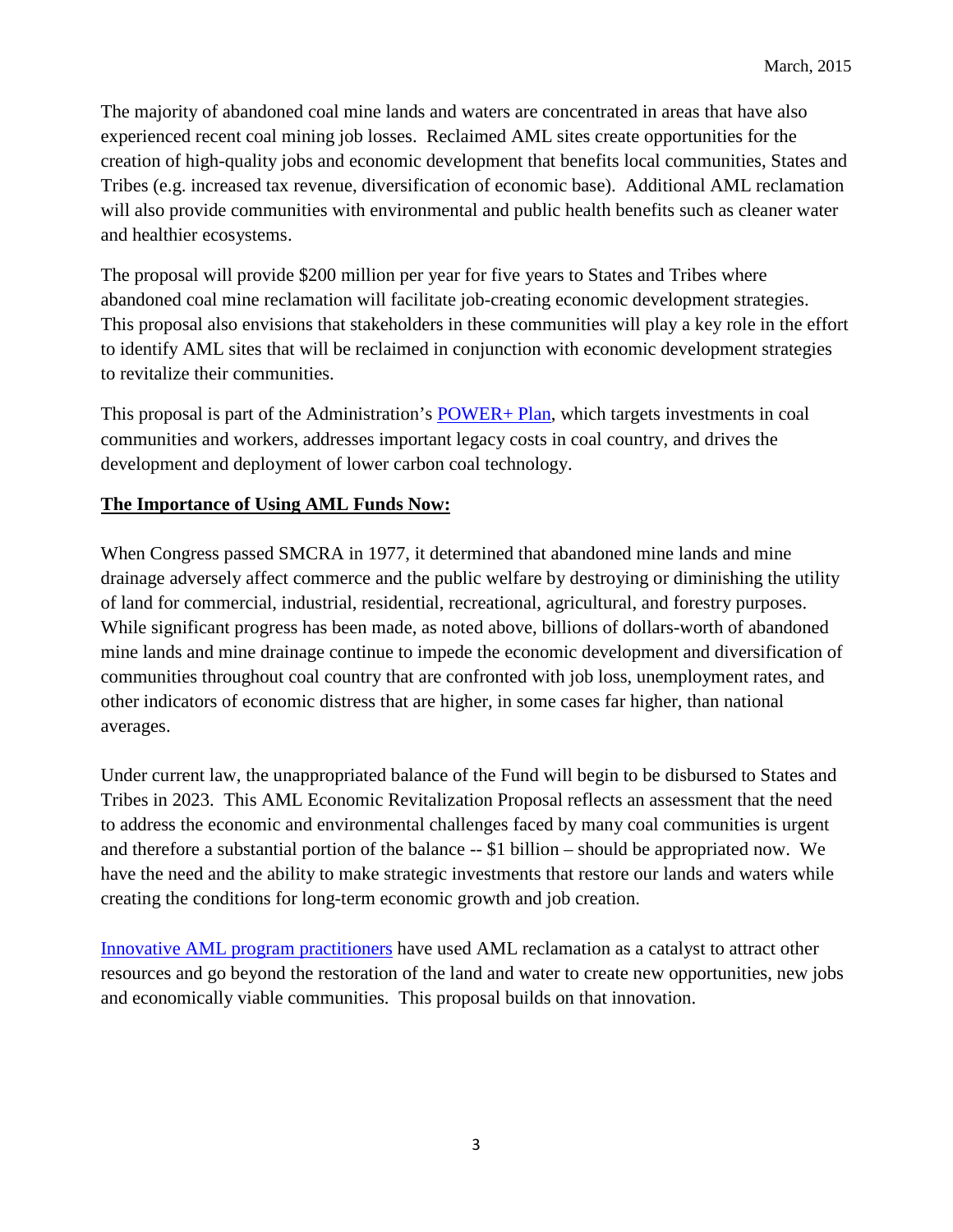The majority of abandoned coal mine lands and waters are concentrated in areas that have also experienced recent coal mining job losses. Reclaimed AML sites create opportunities for the creation of high-quality jobs and economic development that benefits local communities, States and Tribes (e.g. increased tax revenue, diversification of economic base). Additional AML reclamation will also provide communities with environmental and public health benefits such as cleaner water and healthier ecosystems.

The proposal will provide $200 million per year for five years to States and Tribes where abandoned coal mine reclamation will facilitate job-creating economic development strategies. This proposal also envisions that stakeholders in these communities will play a key role in the effort to identify AML sites that will be reclaimed in conjunction with economic development strategies to revitalize their communities.

This proposal is part of the Administration's POWER+ Plan, which targets investments in coal communities and workers, addresses important legacy costs in coal country, and drives the development and deployment of lower carbon coal technology.

**The Importance of Using AML Funds Now:**

When Congress passed SMCRA in 1977, it determined that abandoned mine lands and mine drainage adversely affect commerce and the public welfare by destroying or diminishing the utility of land for commercial, industrial, residential, recreational, agricultural, and forestry purposes. While significant progress has been made, as noted above, billions of dollars-worth of abandoned mine lands and mine drainage continue to impede the economic development and diversification of communities throughout coal country that are confronted with job loss, unemployment rates, and other indicators of economic distress that are higher, in some cases far higher, than national averages.

Under current law, the unappropriated balance of the Fund will begin to be disbursed to States and Tribes in 2023. This AML Economic Revitalization Proposal reflects an assessment that the need to address the economic and environmental challenges faced by many coal communities is urgent and therefore a substantial portion of the balance -- $1 billion – should be appropriated now. We have the need and the ability to make strategic investments that restore our lands and waters while creating the conditions for long-term economic growth and job creation.

Innovative AML program practitioners have used AML reclamation as a catalyst to attract other resources and go beyond the restoration of the land and water to create new opportunities, new jobs and economically viable communities. This proposal builds on that innovation.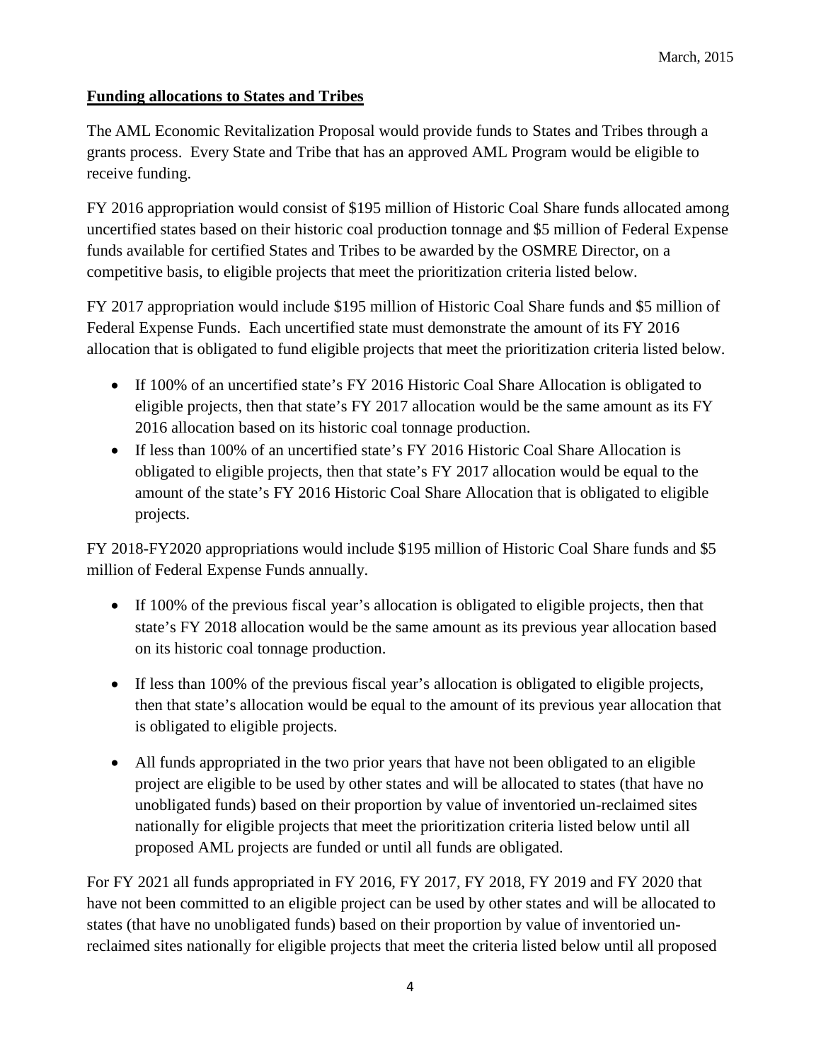March, 2015

**Funding allocations to States and Tribes**

The AML Economic Revitalization Proposal would provide funds to States and Tribes through a grants process. Every State and Tribe that has an approved AML Program would be eligible to receive funding.

FY 2016 appropriation would consist of $195 million of Historic Coal Share funds allocated among uncertified states based on their historic coal production tonnage and $5 million of Federal Expense funds available for certified States and Tribes to be awarded by the OSMRE Director, on a competitive basis, to eligible projects that meet the prioritization criteria listed below.

FY 2017 appropriation would include $195 million of Historic Coal Share funds and $5 million of Federal Expense Funds. Each uncertified state must demonstrate the amount of its FY 2016 allocation that is obligated to fund eligible projects that meet the prioritization criteria listed below.

- If 100% of an uncertified state's FY 2016 Historic Coal Share Allocation is obligated to eligible projects, then that state's FY 2017 allocation would be the same amount as its FY 2016 allocation based on its historic coal tonnage production.
- If less than 100% of an uncertified state's FY 2016 Historic Coal Share Allocation is obligated to eligible projects, then that state's FY 2017 allocation would be equal to the amount of the state's FY 2016 Historic Coal Share Allocation that is obligated to eligible projects.

FY 2018-FY2020 appropriations would include $195 million of Historic Coal Share funds and $5 million of Federal Expense Funds annually.

- If 100% of the previous fiscal year's allocation is obligated to eligible projects, then that state's FY 2018 allocation would be the same amount as its previous year allocation based on its historic coal tonnage production.
- If less than 100% of the previous fiscal year's allocation is obligated to eligible projects, then that state's allocation would be equal to the amount of its previous year allocation that is obligated to eligible projects.
- All funds appropriated in the two prior years that have not been obligated to an eligible project are eligible to be used by other states and will be allocated to states (that have no unobligated funds) based on their proportion by value of inventoried un-reclaimed sites nationally for eligible projects that meet the prioritization criteria listed below until all proposed AML projects are funded or until all funds are obligated.

For FY 2021 all funds appropriated in FY 2016, FY 2017, FY 2018, FY 2019 and FY 2020 that have not been committed to an eligible project can be used by other states and will be allocated to states (that have no unobligated funds) based on their proportion by value of inventoried un-reclaimed sites nationally for eligible projects that meet the criteria listed below until all proposed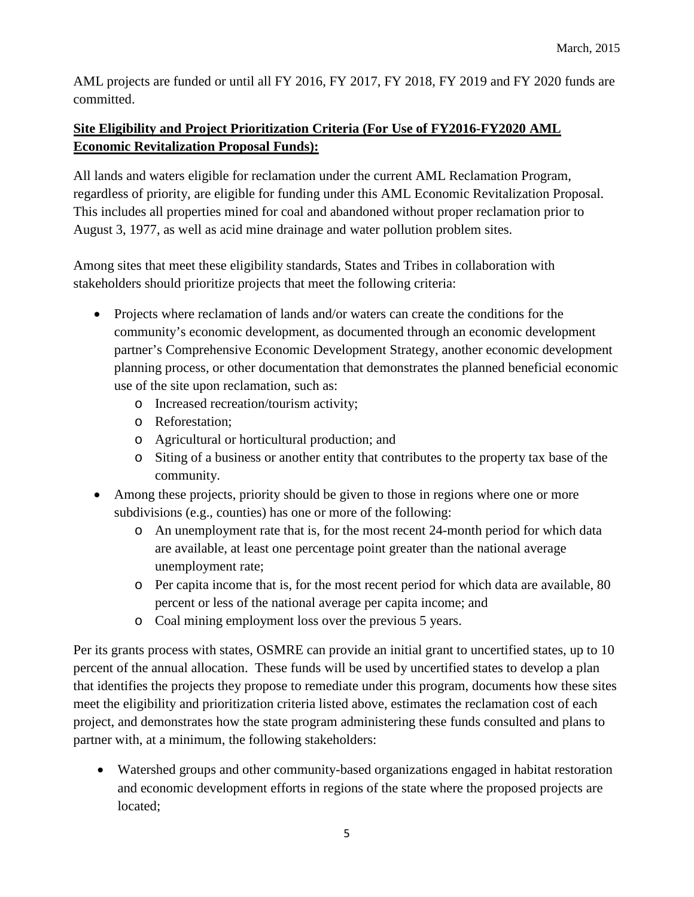AML projects are funded or until all FY 2016, FY 2017, FY 2018, FY 2019 and FY 2020 funds are committed.

**Site Eligibility and Project Prioritization Criteria (For Use of FY2016-FY2020 AML Economic Revitalization Proposal Funds):**

All lands and waters eligible for reclamation under the current AML Reclamation Program, regardless of priority, are eligible for funding under this AML Economic Revitalization Proposal. This includes all properties mined for coal and abandoned without proper reclamation prior to August 3, 1977, as well as acid mine drainage and water pollution problem sites.

Among sites that meet these eligibility standards, States and Tribes in collaboration with stakeholders should prioritize projects that meet the following criteria:

- Projects where reclamation of lands and/or waters can create the conditions for the community's economic development, as documented through an economic development partner's Comprehensive Economic Development Strategy, another economic development planning process, or other documentation that demonstrates the planned beneficial economic use of the site upon reclamation, such as:
  - Increased recreation/tourism activity;
  - Reforestation;
  - Agricultural or horticultural production; and
  - Siting of a business or another entity that contributes to the property tax base of the community.
- Among these projects, priority should be given to those in regions where one or more subdivisions (e.g., counties) has one or more of the following:
  - An unemployment rate that is, for the most recent 24-month period for which data are available, at least one percentage point greater than the national average unemployment rate;
  - Per capita income that is, for the most recent period for which data are available, 80 percent or less of the national average per capita income; and
  - Coal mining employment loss over the previous 5 years.

Per its grants process with states, OSMRE can provide an initial grant to uncertified states, up to 10 percent of the annual allocation. These funds will be used by uncertified states to develop a plan that identifies the projects they propose to remediate under this program, documents how these sites meet the eligibility and prioritization criteria listed above, estimates the reclamation cost of each project, and demonstrates how the state program administering these funds consulted and plans to partner with, at a minimum, the following stakeholders:

- Watershed groups and other community-based organizations engaged in habitat restoration and economic development efforts in regions of the state where the proposed projects are located;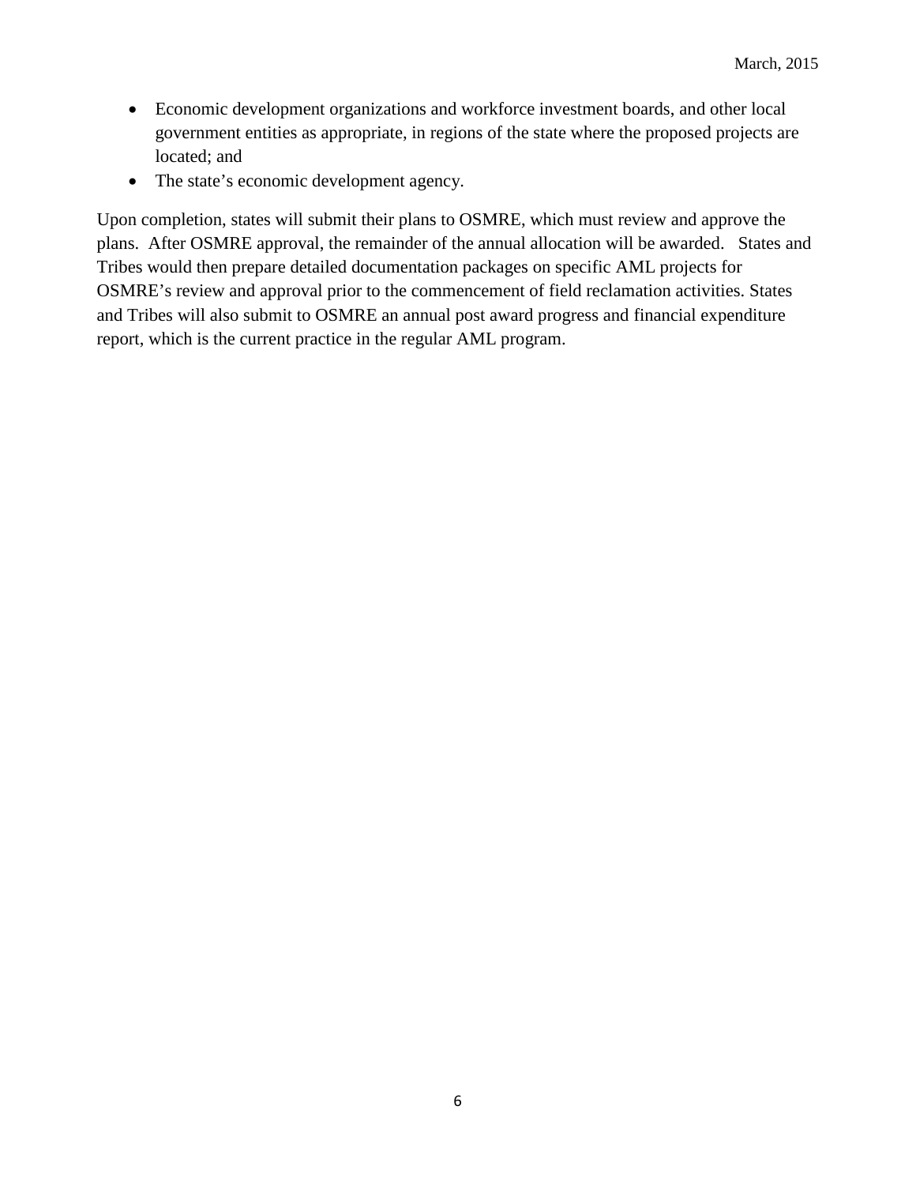- Economic development organizations and workforce investment boards, and other local government entities as appropriate, in regions of the state where the proposed projects are located; and
- The state's economic development agency.

Upon completion, states will submit their plans to OSMRE, which must review and approve the plans. After OSMRE approval, the remainder of the annual allocation will be awarded. States and Tribes would then prepare detailed documentation packages on specific AML projects for OSMRE's review and approval prior to the commencement of field reclamation activities. States and Tribes will also submit to OSMRE an annual post award progress and financial expenditure report, which is the current practice in the regular AML program.